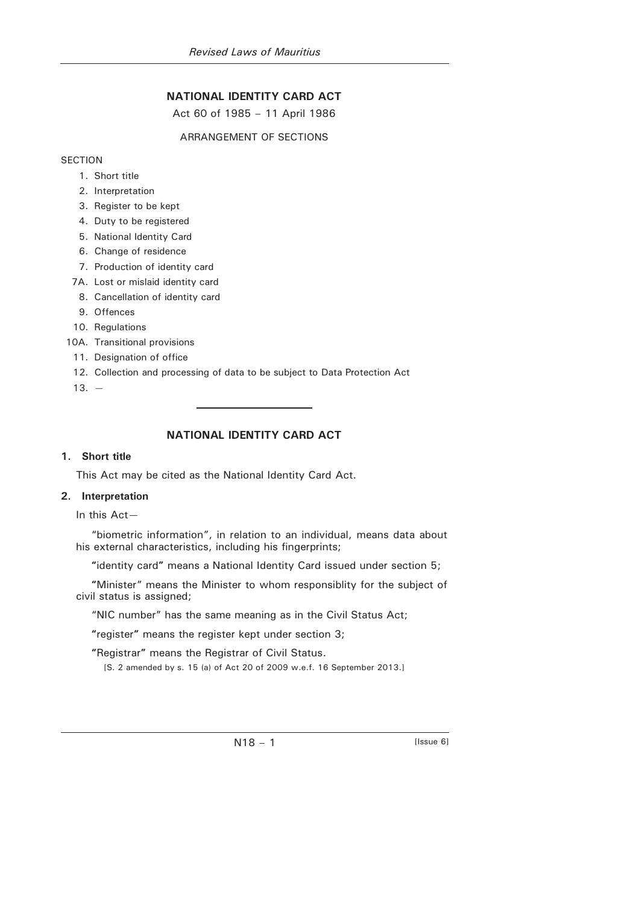# NATIONAL IDENTITY CARD ACT

Act 60 of 1985 – 11 April 1986

ARRANGEMENT OF SECTIONS

SECTION

1. Short title
2. Interpretation
3. Register to be kept
4. Duty to be registered
5. National Identity Card
6. Change of residence
7. Production of identity card

7A. Lost or mislaid identity card

8. Cancellation of identity card
9. Offences
10. Regulations

10A. Transitional provisions

11. Designation of office
12. Collection and processing of data to be subject to Data Protection Act
13. —

---

# NATIONAL IDENTITY CARD ACT

## 1. Short title

This Act may be cited as the National Identity Card Act.

## 2. Interpretation

In this Act—

"biometric information", in relation to an individual, means data about his external characteristics, including his fingerprints;

"identity card" means a National Identity Card issued under section 5;

"Minister" means the Minister to whom responsiblity for the subject of civil status is assigned;

"NIC number" has the same meaning as in the Civil Status Act;

"register" means the register kept under section 3;

"Registrar" means the Registrar of Civil Status.

[S. 2 amended by s. 15 (a) of Act 20 of 2009 w.e.f. 16 September 2013.]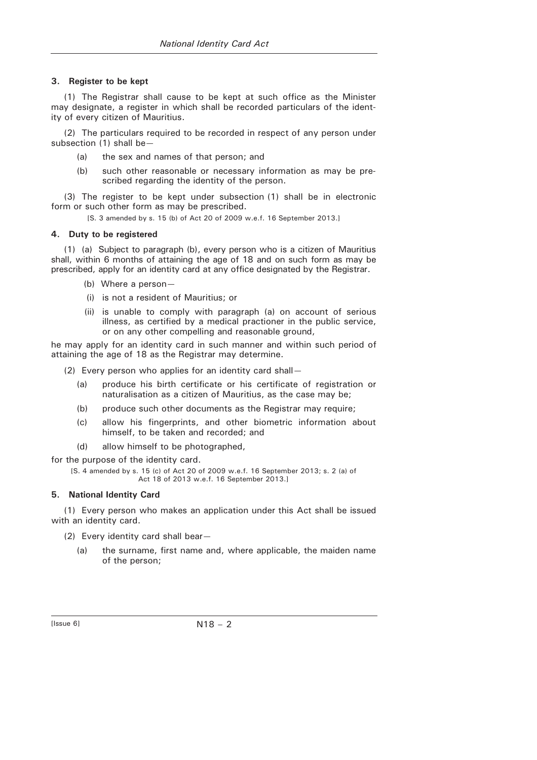### 3. Register to be kept

(1) The Registrar shall cause to be kept at such office as the Minister may designate, a register in which shall be recorded particulars of the identity of every citizen of Mauritius.

(2) The particulars required to be recorded in respect of any person under subsection (1) shall be—

(a) the sex and names of that person; and

(b) such other reasonable or necessary information as may be prescribed regarding the identity of the person.

(3) The register to be kept under subsection (1) shall be in electronic form or such other form as may be prescribed.

[S. 3 amended by s. 15 (b) of Act 20 of 2009 w.e.f. 16 September 2013.]

### 4. Duty to be registered

(1) (a) Subject to paragraph (b), every person who is a citizen of Mauritius shall, within 6 months of attaining the age of 18 and on such form as may be prescribed, apply for an identity card at any office designated by the Registrar.

(b) Where a person—

(i) is not a resident of Mauritius; or

(ii) is unable to comply with paragraph (a) on account of serious illness, as certified by a medical practioner in the public service, or on any other compelling and reasonable ground,

he may apply for an identity card in such manner and within such period of attaining the age of 18 as the Registrar may determine.

(2) Every person who applies for an identity card shall—

(a) produce his birth certificate or his certificate of registration or naturalisation as a citizen of Mauritius, as the case may be;

(b) produce such other documents as the Registrar may require;

(c) allow his fingerprints, and other biometric information about himself, to be taken and recorded; and

(d) allow himself to be photographed,

for the purpose of the identity card.

[S. 4 amended by s. 15 (c) of Act 20 of 2009 w.e.f. 16 September 2013; s. 2 (a) of Act 18 of 2013 w.e.f. 16 September 2013.]

### 5. National Identity Card

(1) Every person who makes an application under this Act shall be issued with an identity card.

(2) Every identity card shall bear—

(a) the surname, first name and, where applicable, the maiden name of the person;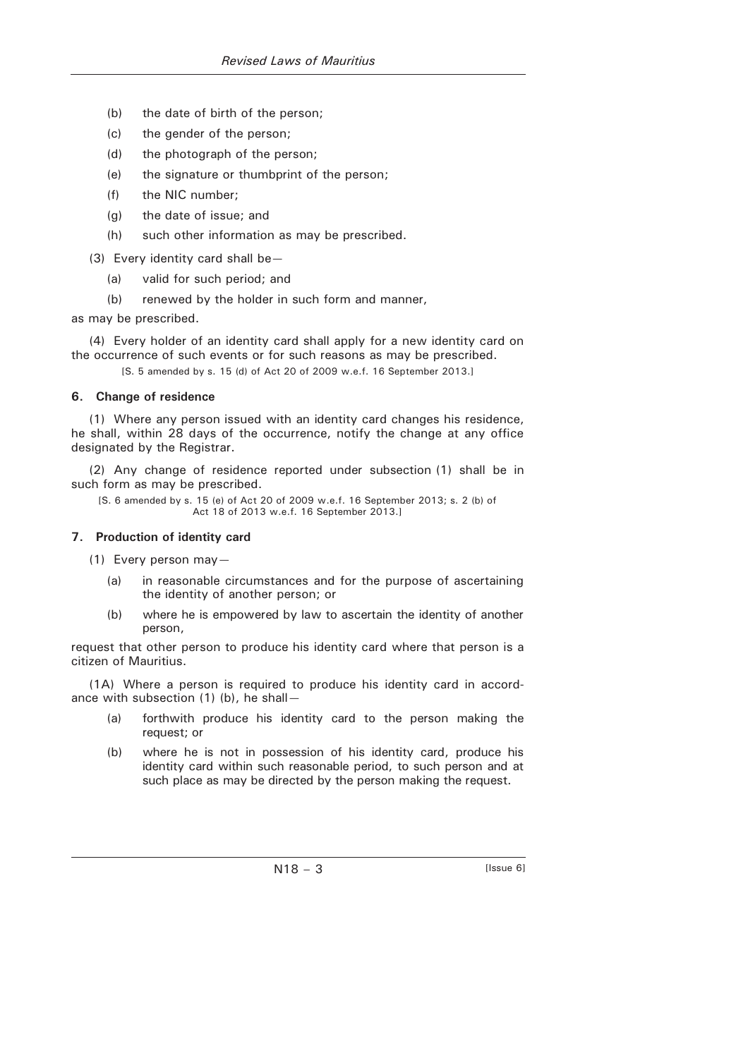(b) the date of birth of the person;

(c) the gender of the person;

(d) the photograph of the person;

(e) the signature or thumbprint of the person;

(f) the NIC number;

(g) the date of issue; and

(h) such other information as may be prescribed.

(3) Every identity card shall be—

(a) valid for such period; and

(b) renewed by the holder in such form and manner,

as may be prescribed.

(4) Every holder of an identity card shall apply for a new identity card on the occurrence of such events or for such reasons as may be prescribed.

[S. 5 amended by s. 15 (d) of Act 20 of 2009 w.e.f. 16 September 2013.]

### 6. Change of residence

(1) Where any person issued with an identity card changes his residence, he shall, within 28 days of the occurrence, notify the change at any office designated by the Registrar.

(2) Any change of residence reported under subsection (1) shall be in such form as may be prescribed.

[S. 6 amended by s. 15 (e) of Act 20 of 2009 w.e.f. 16 September 2013; s. 2 (b) of Act 18 of 2013 w.e.f. 16 September 2013.]

### 7. Production of identity card

(1) Every person may—

(a) in reasonable circumstances and for the purpose of ascertaining the identity of another person; or

(b) where he is empowered by law to ascertain the identity of another person,

request that other person to produce his identity card where that person is a citizen of Mauritius.

(1A) Where a person is required to produce his identity card in accordance with subsection (1) (b), he shall—

(a) forthwith produce his identity card to the person making the request; or

(b) where he is not in possession of his identity card, produce his identity card within such reasonable period, to such person and at such place as may be directed by the person making the request.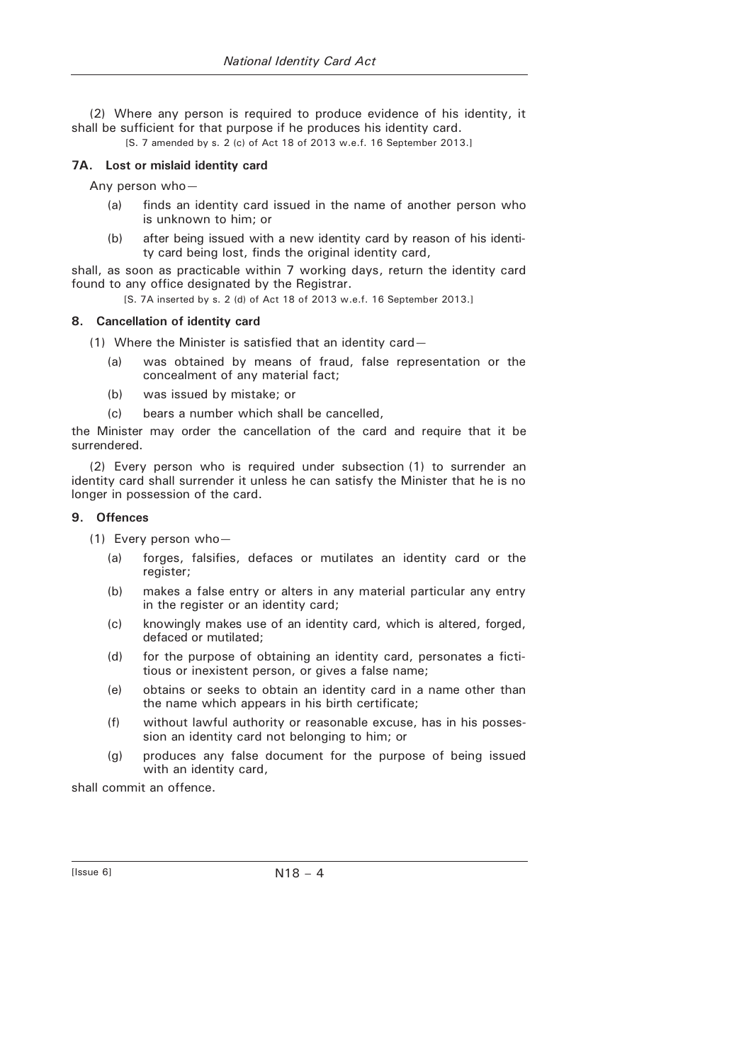(2) Where any person is required to produce evidence of his identity, it shall be sufficient for that purpose if he produces his identity card.

[S. 7 amended by s. 2 (c) of Act 18 of 2013 w.e.f. 16 September 2013.]

### 7A. Lost or mislaid identity card

Any person who—

(a) finds an identity card issued in the name of another person who is unknown to him; or

(b) after being issued with a new identity card by reason of his identity card being lost, finds the original identity card,

shall, as soon as practicable within 7 working days, return the identity card found to any office designated by the Registrar.

[S. 7A inserted by s. 2 (d) of Act 18 of 2013 w.e.f. 16 September 2013.]

### 8. Cancellation of identity card

(1) Where the Minister is satisfied that an identity card—

(a) was obtained by means of fraud, false representation or the concealment of any material fact;

(b) was issued by mistake; or

(c) bears a number which shall be cancelled,

the Minister may order the cancellation of the card and require that it be surrendered.

(2) Every person who is required under subsection (1) to surrender an identity card shall surrender it unless he can satisfy the Minister that he is no longer in possession of the card.

### 9. Offences

(1) Every person who—

(a) forges, falsifies, defaces or mutilates an identity card or the register;

(b) makes a false entry or alters in any material particular any entry in the register or an identity card;

(c) knowingly makes use of an identity card, which is altered, forged, defaced or mutilated;

(d) for the purpose of obtaining an identity card, personates a fictitious or inexistent person, or gives a false name;

(e) obtains or seeks to obtain an identity card in a name other than the name which appears in his birth certificate;

(f) without lawful authority or reasonable excuse, has in his possession an identity card not belonging to him; or

(g) produces any false document for the purpose of being issued with an identity card,

shall commit an offence.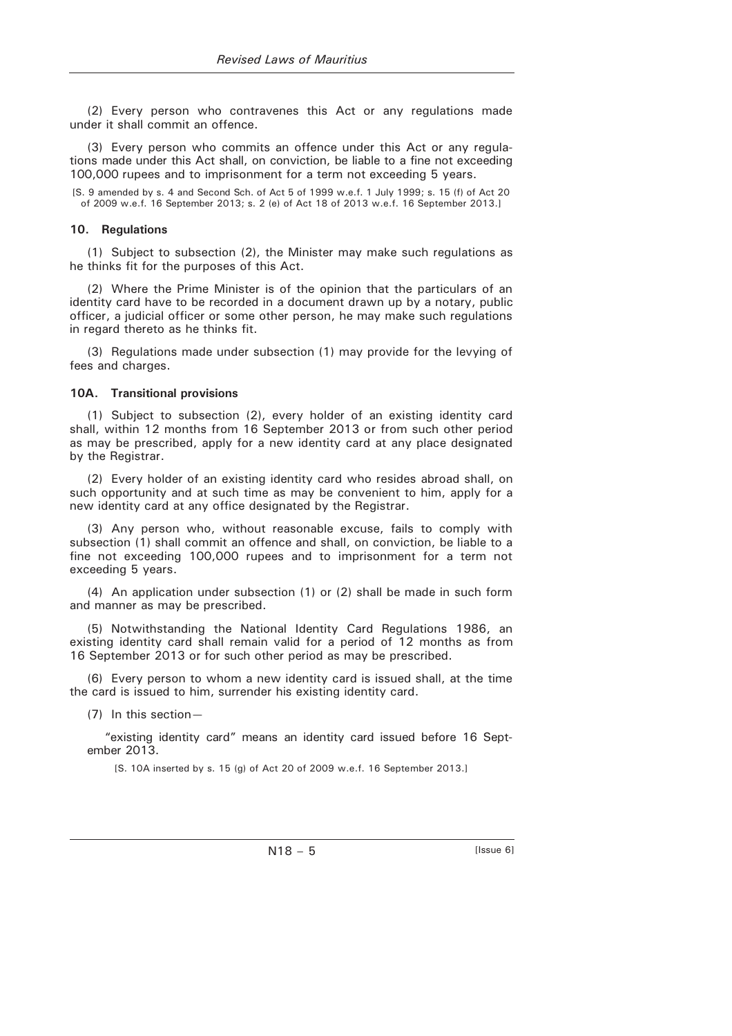(2) Every person who contravenes this Act or any regulations made under it shall commit an offence.

(3) Every person who commits an offence under this Act or any regulations made under this Act shall, on conviction, be liable to a fine not exceeding 100,000 rupees and to imprisonment for a term not exceeding 5 years.

[S. 9 amended by s. 4 and Second Sch. of Act 5 of 1999 w.e.f. 1 July 1999; s. 15 (f) of Act 20 of 2009 w.e.f. 16 September 2013; s. 2 (e) of Act 18 of 2013 w.e.f. 16 September 2013.]

**10. Regulations**

(1) Subject to subsection (2), the Minister may make such regulations as he thinks fit for the purposes of this Act.

(2) Where the Prime Minister is of the opinion that the particulars of an identity card have to be recorded in a document drawn up by a notary, public officer, a judicial officer or some other person, he may make such regulations in regard thereto as he thinks fit.

(3) Regulations made under subsection (1) may provide for the levying of fees and charges.

**10A. Transitional provisions**

(1) Subject to subsection (2), every holder of an existing identity card shall, within 12 months from 16 September 2013 or from such other period as may be prescribed, apply for a new identity card at any place designated by the Registrar.

(2) Every holder of an existing identity card who resides abroad shall, on such opportunity and at such time as may be convenient to him, apply for a new identity card at any office designated by the Registrar.

(3) Any person who, without reasonable excuse, fails to comply with subsection (1) shall commit an offence and shall, on conviction, be liable to a fine not exceeding 100,000 rupees and to imprisonment for a term not exceeding 5 years.

(4) An application under subsection (1) or (2) shall be made in such form and manner as may be prescribed.

(5) Notwithstanding the National Identity Card Regulations 1986, an existing identity card shall remain valid for a period of 12 months as from 16 September 2013 or for such other period as may be prescribed.

(6) Every person to whom a new identity card is issued shall, at the time the card is issued to him, surrender his existing identity card.

(7) In this section—

"existing identity card" means an identity card issued before 16 September 2013.

[S. 10A inserted by s. 15 (g) of Act 20 of 2009 w.e.f. 16 September 2013.]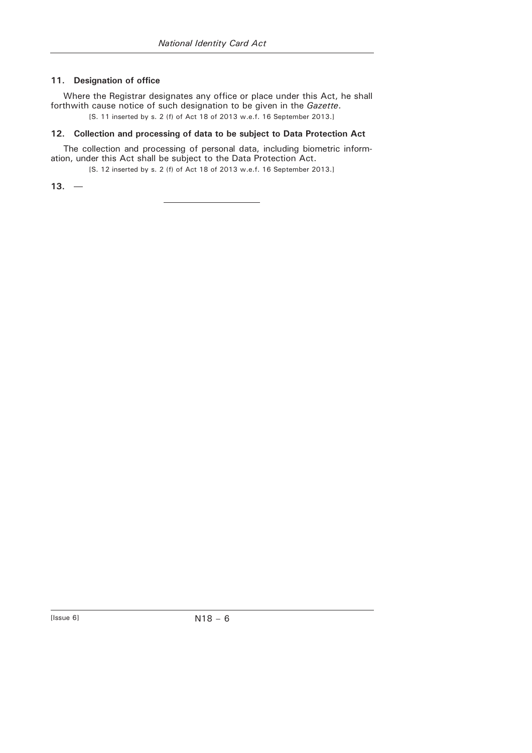**11. Designation of office**

Where the Registrar designates any office or place under this Act, he shall forthwith cause notice of such designation to be given in the *Gazette*.

[S. 11 inserted by s. 2 (f) of Act 18 of 2013 w.e.f. 16 September 2013.]

**12. Collection and processing of data to be subject to Data Protection Act**

The collection and processing of personal data, including biometric information, under this Act shall be subject to the Data Protection Act.

[S. 12 inserted by s. 2 (f) of Act 18 of 2013 w.e.f. 16 September 2013.]

**13.** —